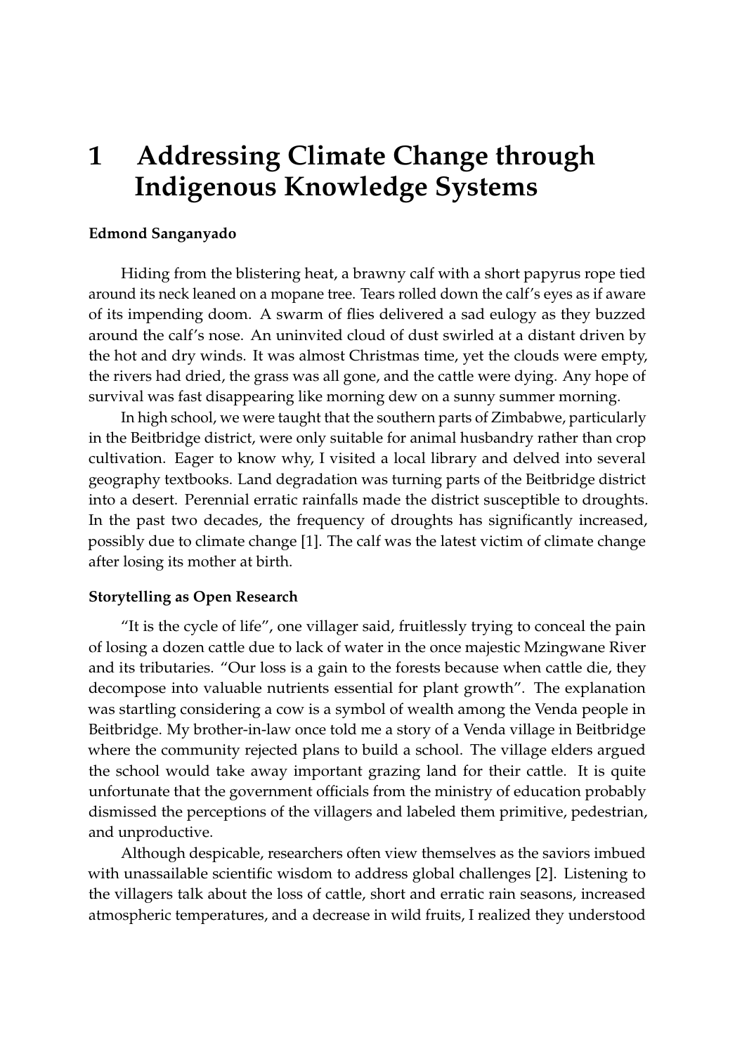# 1 Addressing Climate Change through Indigenous Knowledge Systems

**Edmond Sanganyado**

Hiding from the blistering heat, a brawny calf with a short papyrus rope tied around its neck leaned on a mopane tree. Tears rolled down the calf's eyes as if aware of its impending doom. A swarm of flies delivered a sad eulogy as they buzzed around the calf's nose. An uninvited cloud of dust swirled at a distant driven by the hot and dry winds. It was almost Christmas time, yet the clouds were empty, the rivers had dried, the grass was all gone, and the cattle were dying. Any hope of survival was fast disappearing like morning dew on a sunny summer morning.

In high school, we were taught that the southern parts of Zimbabwe, particularly in the Beitbridge district, were only suitable for animal husbandry rather than crop cultivation. Eager to know why, I visited a local library and delved into several geography textbooks. Land degradation was turning parts of the Beitbridge district into a desert. Perennial erratic rainfalls made the district susceptible to droughts. In the past two decades, the frequency of droughts has significantly increased, possibly due to climate change [1]. The calf was the latest victim of climate change after losing its mother at birth.

### Storytelling as Open Research

"It is the cycle of life", one villager said, fruitlessly trying to conceal the pain of losing a dozen cattle due to lack of water in the once majestic Mzingwane River and its tributaries. "Our loss is a gain to the forests because when cattle die, they decompose into valuable nutrients essential for plant growth". The explanation was startling considering a cow is a symbol of wealth among the Venda people in Beitbridge. My brother-in-law once told me a story of a Venda village in Beitbridge where the community rejected plans to build a school. The village elders argued the school would take away important grazing land for their cattle. It is quite unfortunate that the government officials from the ministry of education probably dismissed the perceptions of the villagers and labeled them primitive, pedestrian, and unproductive.

Although despicable, researchers often view themselves as the saviors imbued with unassailable scientific wisdom to address global challenges [2]. Listening to the villagers talk about the loss of cattle, short and erratic rain seasons, increased atmospheric temperatures, and a decrease in wild fruits, I realized they understood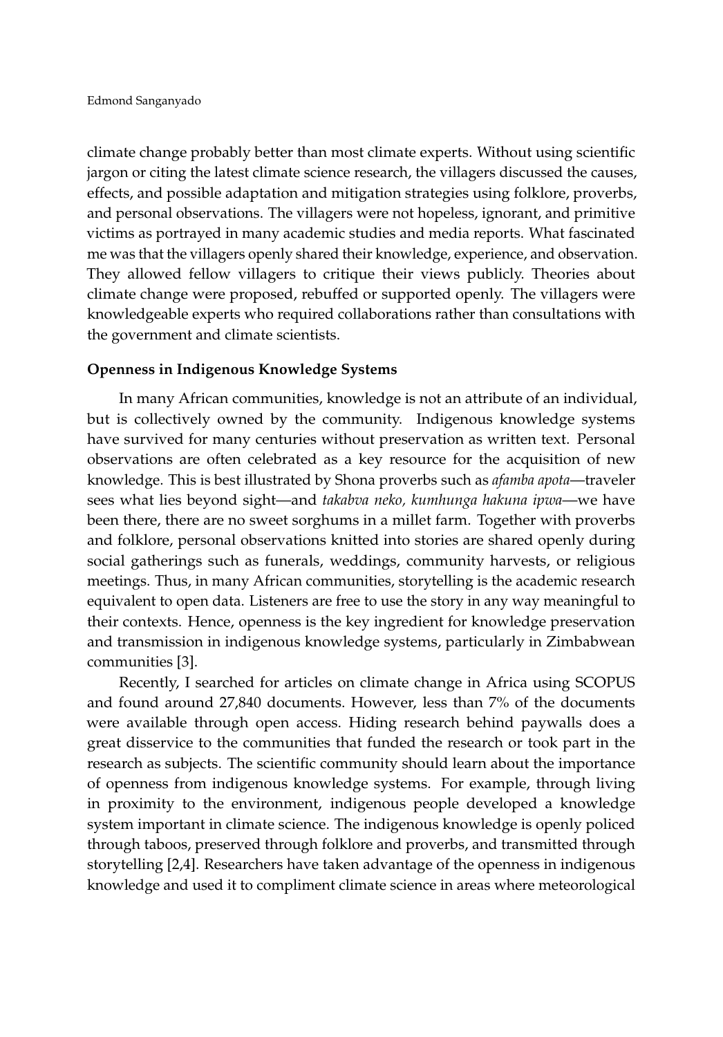climate change probably better than most climate experts. Without using scientific jargon or citing the latest climate science research, the villagers discussed the causes, effects, and possible adaptation and mitigation strategies using folklore, proverbs, and personal observations. The villagers were not hopeless, ignorant, and primitive victims as portrayed in many academic studies and media reports. What fascinated me was that the villagers openly shared their knowledge, experience, and observation. They allowed fellow villagers to critique their views publicly. Theories about climate change were proposed, rebuffed or supported openly. The villagers were knowledgeable experts who required collaborations rather than consultations with the government and climate scientists.

**Openness in Indigenous Knowledge Systems**

In many African communities, knowledge is not an attribute of an individual, but is collectively owned by the community. Indigenous knowledge systems have survived for many centuries without preservation as written text. Personal observations are often celebrated as a key resource for the acquisition of new knowledge. This is best illustrated by Shona proverbs such as *afamba apota*—traveler sees what lies beyond sight—and *takabva neko, kumhunga hakuna ipwa*—we have been there, there are no sweet sorghums in a millet farm. Together with proverbs and folklore, personal observations knitted into stories are shared openly during social gatherings such as funerals, weddings, community harvests, or religious meetings. Thus, in many African communities, storytelling is the academic research equivalent to open data. Listeners are free to use the story in any way meaningful to their contexts. Hence, openness is the key ingredient for knowledge preservation and transmission in indigenous knowledge systems, particularly in Zimbabwean communities [3].

Recently, I searched for articles on climate change in Africa using SCOPUS and found around 27,840 documents. However, less than 7% of the documents were available through open access. Hiding research behind paywalls does a great disservice to the communities that funded the research or took part in the research as subjects. The scientific community should learn about the importance of openness from indigenous knowledge systems. For example, through living in proximity to the environment, indigenous people developed a knowledge system important in climate science. The indigenous knowledge is openly policed through taboos, preserved through folklore and proverbs, and transmitted through storytelling [2,4]. Researchers have taken advantage of the openness in indigenous knowledge and used it to compliment climate science in areas where meteorological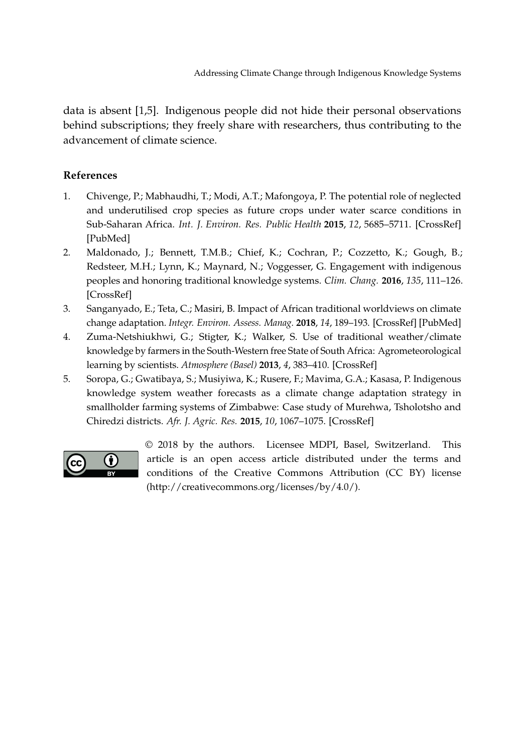data is absent [1,5]. Indigenous people did not hide their personal observations behind subscriptions; they freely share with researchers, thus contributing to the advancement of climate science.

## References

1. Chivenge, P.; Mabhaudhi, T.; Modi, A.T.; Mafongoya, P. The potential role of neglected and underutilised crop species as future crops under water scarce conditions in Sub-Saharan Africa. *Int. J. Environ. Res. Public Health* **2015**, *12*, 5685–5711. [CrossRef] [PubMed]
2. Maldonado, J.; Bennett, T.M.B.; Chief, K.; Cochran, P.; Cozzetto, K.; Gough, B.; Redsteer, M.H.; Lynn, K.; Maynard, N.; Voggesser, G. Engagement with indigenous peoples and honoring traditional knowledge systems. *Clim. Chang.* **2016**, *135*, 111–126. [CrossRef]
3. Sanganyado, E.; Teta, C.; Masiri, B. Impact of African traditional worldviews on climate change adaptation. *Integr. Environ. Assess. Manag.* **2018**, *14*, 189–193. [CrossRef] [PubMed]
4. Zuma-Netshiukhwi, G.; Stigter, K.; Walker, S. Use of traditional weather/climate knowledge by farmers in the South-Western free State of South Africa: Agrometeorological learning by scientists. *Atmosphere (Basel)* **2013**, *4*, 383–410. [CrossRef]
5. Soropa, G.; Gwatibaya, S.; Musiyiwa, K.; Rusere, F.; Mavima, G.A.; Kasasa, P. Indigenous knowledge system weather forecasts as a climate change adaptation strategy in smallholder farming systems of Zimbabwe: Case study of Murehwa, Tsholotsho and Chiredzi districts. *Afr. J. Agric. Res.* **2015**, *10*, 1067–1075. [CrossRef]

© 2018 by the authors. Licensee MDPI, Basel, Switzerland. This article is an open access article distributed under the terms and conditions of the Creative Commons Attribution (CC BY) license (http://creativecommons.org/licenses/by/4.0/).